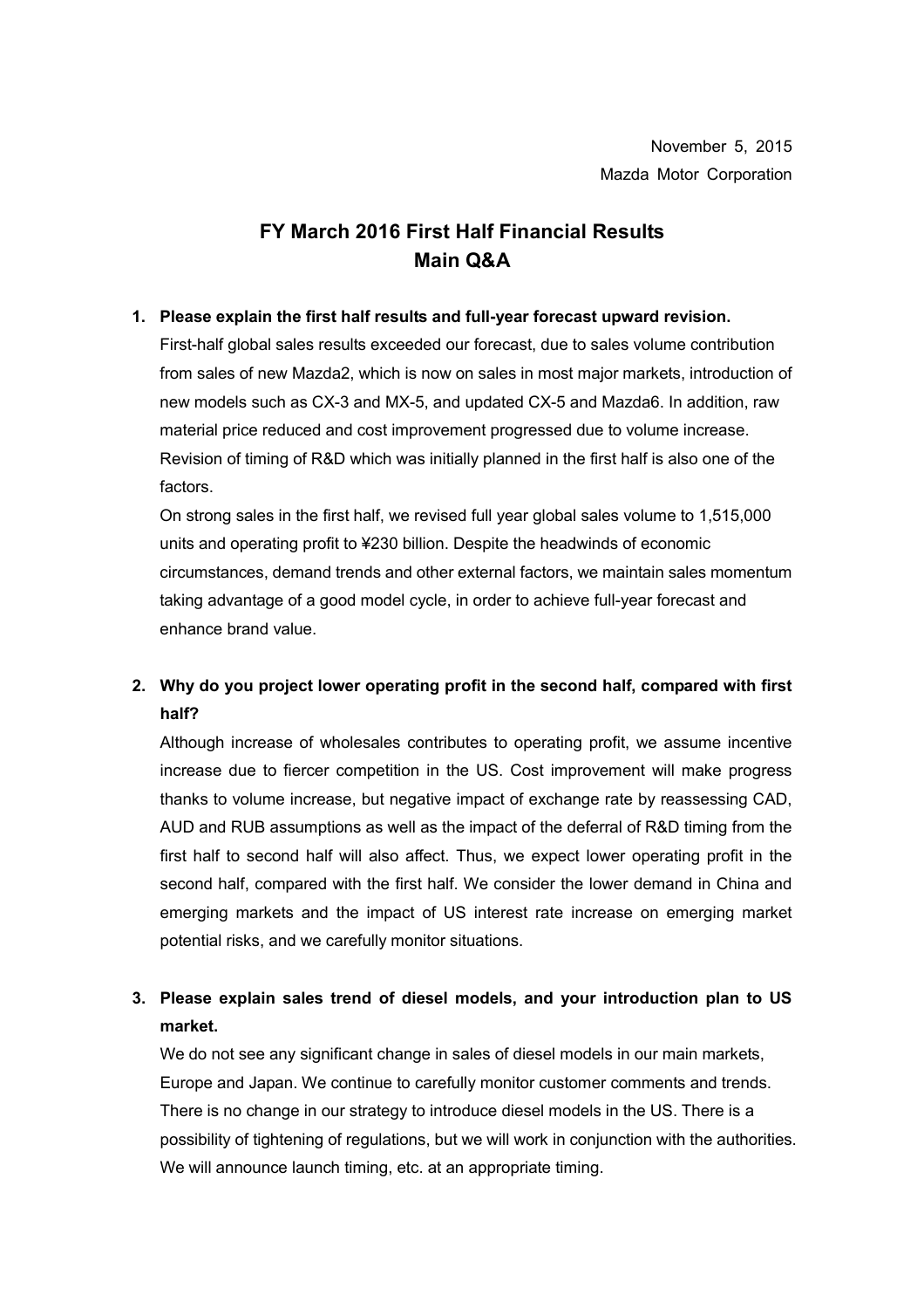November 5, 2015

Mazda Motor Corporation

# FY March 2016 First Half Financial Results
# Main Q&A

**1. Please explain the first half results and full-year forecast upward revision.**

First-half global sales results exceeded our forecast, due to sales volume contribution from sales of new Mazda2, which is now on sales in most major markets, introduction of new models such as CX-3 and MX-5, and updated CX-5 and Mazda6. In addition, raw material price reduced and cost improvement progressed due to volume increase. Revision of timing of R&D which was initially planned in the first half is also one of the factors.

On strong sales in the first half, we revised full year global sales volume to 1,515,000 units and operating profit to ¥230 billion. Despite the headwinds of economic circumstances, demand trends and other external factors, we maintain sales momentum taking advantage of a good model cycle, in order to achieve full-year forecast and enhance brand value.

**2. Why do you project lower operating profit in the second half, compared with first half?**

Although increase of wholesales contributes to operating profit, we assume incentive increase due to fiercer competition in the US. Cost improvement will make progress thanks to volume increase, but negative impact of exchange rate by reassessing CAD, AUD and RUB assumptions as well as the impact of the deferral of R&D timing from the first half to second half will also affect. Thus, we expect lower operating profit in the second half, compared with the first half. We consider the lower demand in China and emerging markets and the impact of US interest rate increase on emerging market potential risks, and we carefully monitor situations.

**3. Please explain sales trend of diesel models, and your introduction plan to US market.**

We do not see any significant change in sales of diesel models in our main markets, Europe and Japan. We continue to carefully monitor customer comments and trends. There is no change in our strategy to introduce diesel models in the US. There is a possibility of tightening of regulations, but we will work in conjunction with the authorities. We will announce launch timing, etc. at an appropriate timing.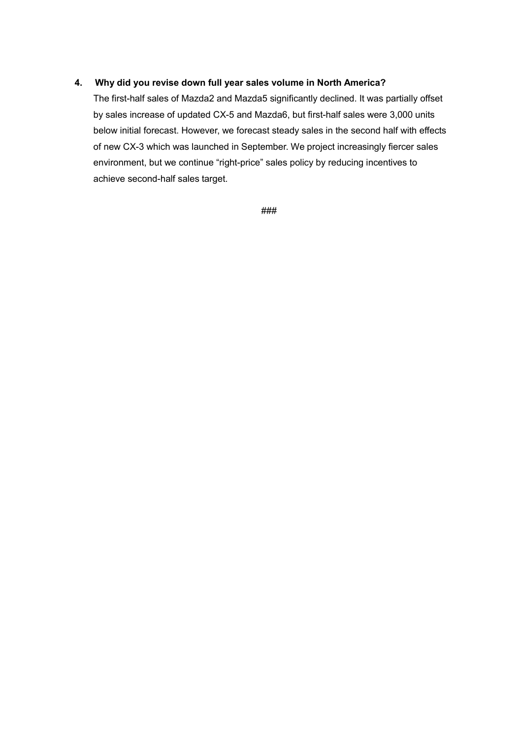**4. Why did you revise down full year sales volume in North America?**

The first-half sales of Mazda2 and Mazda5 significantly declined. It was partially offset by sales increase of updated CX-5 and Mazda6, but first-half sales were 3,000 units below initial forecast. However, we forecast steady sales in the second half with effects of new CX-3 which was launched in September. We project increasingly fiercer sales environment, but we continue "right-price" sales policy by reducing incentives to achieve second-half sales target.

###